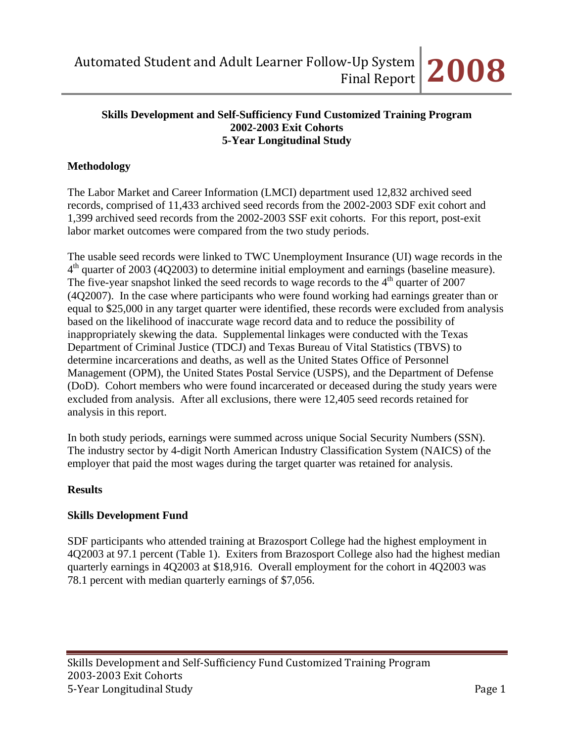**Skills Development and Self-Sufficiency Fund Customized Training Program**
**2002-2003 Exit Cohorts**
**5-Year Longitudinal Study**

## Methodology

The Labor Market and Career Information (LMCI) department used 12,832 archived seed records, comprised of 11,433 archived seed records from the 2002-2003 SDF exit cohort and 1,399 archived seed records from the 2002-2003 SSF exit cohorts. For this report, post-exit labor market outcomes were compared from the two study periods.

The usable seed records were linked to TWC Unemployment Insurance (UI) wage records in the 4th quarter of 2003 (4Q2003) to determine initial employment and earnings (baseline measure). The five-year snapshot linked the seed records to wage records to the 4th quarter of 2007 (4Q2007). In the case where participants who were found working had earnings greater than or equal to $25,000 in any target quarter were identified, these records were excluded from analysis based on the likelihood of inaccurate wage record data and to reduce the possibility of inappropriately skewing the data. Supplemental linkages were conducted with the Texas Department of Criminal Justice (TDCJ) and Texas Bureau of Vital Statistics (TBVS) to determine incarcerations and deaths, as well as the United States Office of Personnel Management (OPM), the United States Postal Service (USPS), and the Department of Defense (DoD). Cohort members who were found incarcerated or deceased during the study years were excluded from analysis. After all exclusions, there were 12,405 seed records retained for analysis in this report.

In both study periods, earnings were summed across unique Social Security Numbers (SSN). The industry sector by 4-digit North American Industry Classification System (NAICS) of the employer that paid the most wages during the target quarter was retained for analysis.

## Results

### Skills Development Fund

SDF participants who attended training at Brazosport College had the highest employment in 4Q2003 at 97.1 percent (Table 1). Exiters from Brazosport College also had the highest median quarterly earnings in 4Q2003 at $18,916. Overall employment for the cohort in 4Q2003 was 78.1 percent with median quarterly earnings of $7,056.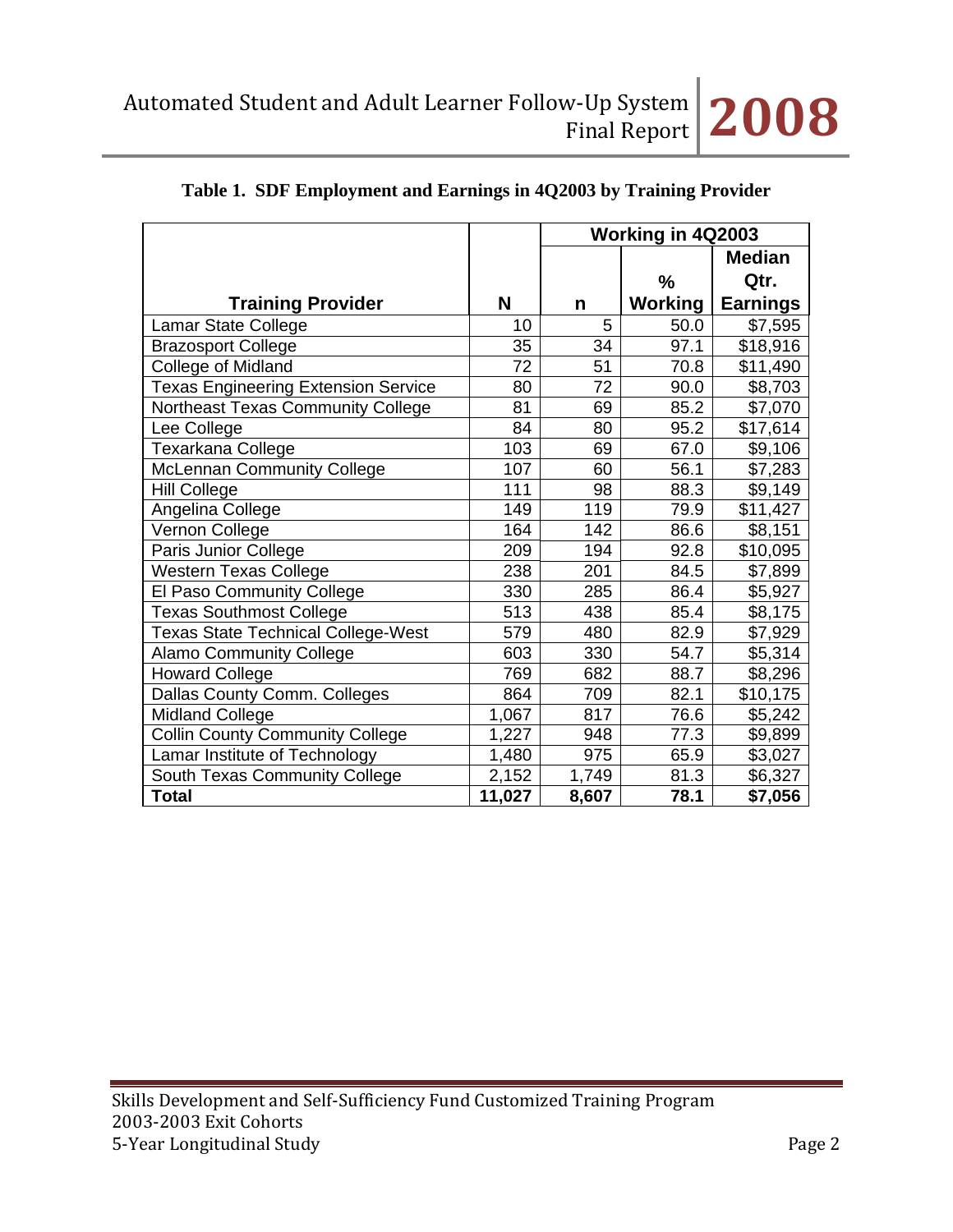**Table 1. SDF Employment and Earnings in 4Q2003 by Training Provider**

| | | Working in 4Q2003 | | |
|---|---|---|---|---|
| Training Provider | N | n | % Working | Median Qtr. Earnings |
| Lamar State College | 10 | 5 | 50.0 | $7,595 |
| Brazosport College | 35 | 34 | 97.1 | $18,916 |
| College of Midland | 72 | 51 | 70.8 | $11,490 |
| Texas Engineering Extension Service | 80 | 72 | 90.0 | $8,703 |
| Northeast Texas Community College | 81 | 69 | 85.2 | $7,070 |
| Lee College | 84 | 80 | 95.2 | $17,614 |
| Texarkana College | 103 | 69 | 67.0 | $9,106 |
| McLennan Community College | 107 | 60 | 56.1 | $7,283 |
| Hill College | 111 | 98 | 88.3 | $9,149 |
| Angelina College | 149 | 119 | 79.9 | $11,427 |
| Vernon College | 164 | 142 | 86.6 | $8,151 |
| Paris Junior College | 209 | 194 | 92.8 | $10,095 |
| Western Texas College | 238 | 201 | 84.5 | $7,899 |
| El Paso Community College | 330 | 285 | 86.4 | $5,927 |
| Texas Southmost College | 513 | 438 | 85.4 | $8,175 |
| Texas State Technical College-West | 579 | 480 | 82.9 | $7,929 |
| Alamo Community College | 603 | 330 | 54.7 | $5,314 |
| Howard College | 769 | 682 | 88.7 | $8,296 |
| Dallas County Comm. Colleges | 864 | 709 | 82.1 | $10,175 |
| Midland College | 1,067 | 817 | 76.6 | $5,242 |
| Collin County Community College | 1,227 | 948 | 77.3 | $9,899 |
| Lamar Institute of Technology | 1,480 | 975 | 65.9 | $3,027 |
| South Texas Community College | 2,152 | 1,749 | 81.3 | $6,327 |
| **Total** | **11,027** | **8,607** | **78.1** | **$7,056** |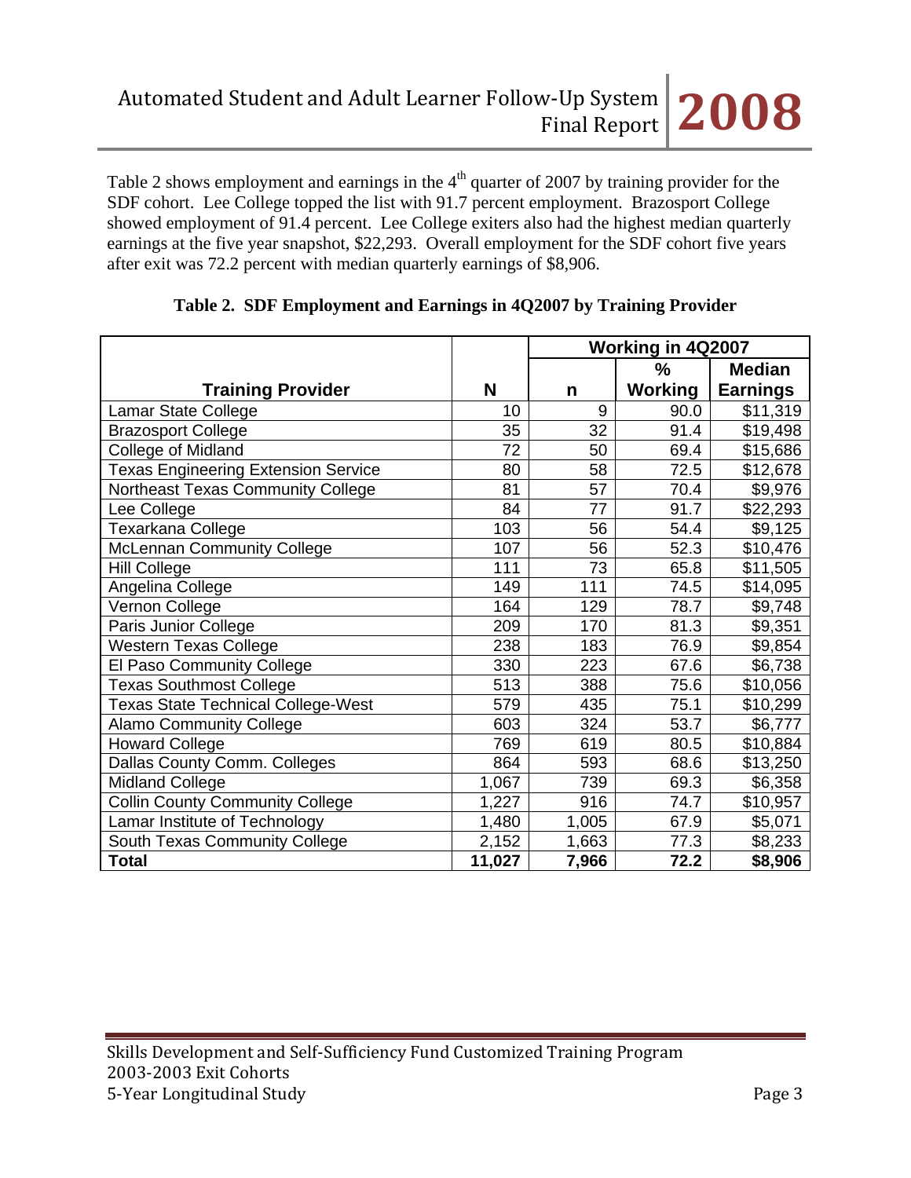Table 2 shows employment and earnings in the 4th quarter of 2007 by training provider for the SDF cohort. Lee College topped the list with 91.7 percent employment. Brazosport College showed employment of 91.4 percent. Lee College exiters also had the highest median quarterly earnings at the five year snapshot, $22,293. Overall employment for the SDF cohort five years after exit was 72.2 percent with median quarterly earnings of $8,906.

**Table 2. SDF Employment and Earnings in 4Q2007 by Training Provider**

| Training Provider | N | Working in 4Q2007 n | % Working | Median Earnings |
|---|---|---|---|---|
| Lamar State College | 10 | 9 | 90.0 | $11,319 |
| Brazosport College | 35 | 32 | 91.4 | $19,498 |
| College of Midland | 72 | 50 | 69.4 | $15,686 |
| Texas Engineering Extension Service | 80 | 58 | 72.5 | $12,678 |
| Northeast Texas Community College | 81 | 57 | 70.4 | $9,976 |
| Lee College | 84 | 77 | 91.7 | $22,293 |
| Texarkana College | 103 | 56 | 54.4 | $9,125 |
| McLennan Community College | 107 | 56 | 52.3 | $10,476 |
| Hill College | 111 | 73 | 65.8 | $11,505 |
| Angelina College | 149 | 111 | 74.5 | $14,095 |
| Vernon College | 164 | 129 | 78.7 | $9,748 |
| Paris Junior College | 209 | 170 | 81.3 | $9,351 |
| Western Texas College | 238 | 183 | 76.9 | $9,854 |
| El Paso Community College | 330 | 223 | 67.6 | $6,738 |
| Texas Southmost College | 513 | 388 | 75.6 | $10,056 |
| Texas State Technical College-West | 579 | 435 | 75.1 | $10,299 |
| Alamo Community College | 603 | 324 | 53.7 | $6,777 |
| Howard College | 769 | 619 | 80.5 | $10,884 |
| Dallas County Comm. Colleges | 864 | 593 | 68.6 | $13,250 |
| Midland College | 1,067 | 739 | 69.3 | $6,358 |
| Collin County Community College | 1,227 | 916 | 74.7 | $10,957 |
| Lamar Institute of Technology | 1,480 | 1,005 | 67.9 | $5,071 |
| South Texas Community College | 2,152 | 1,663 | 77.3 | $8,233 |
| **Total** | **11,027** | **7,966** | **72.2** | **$8,906** |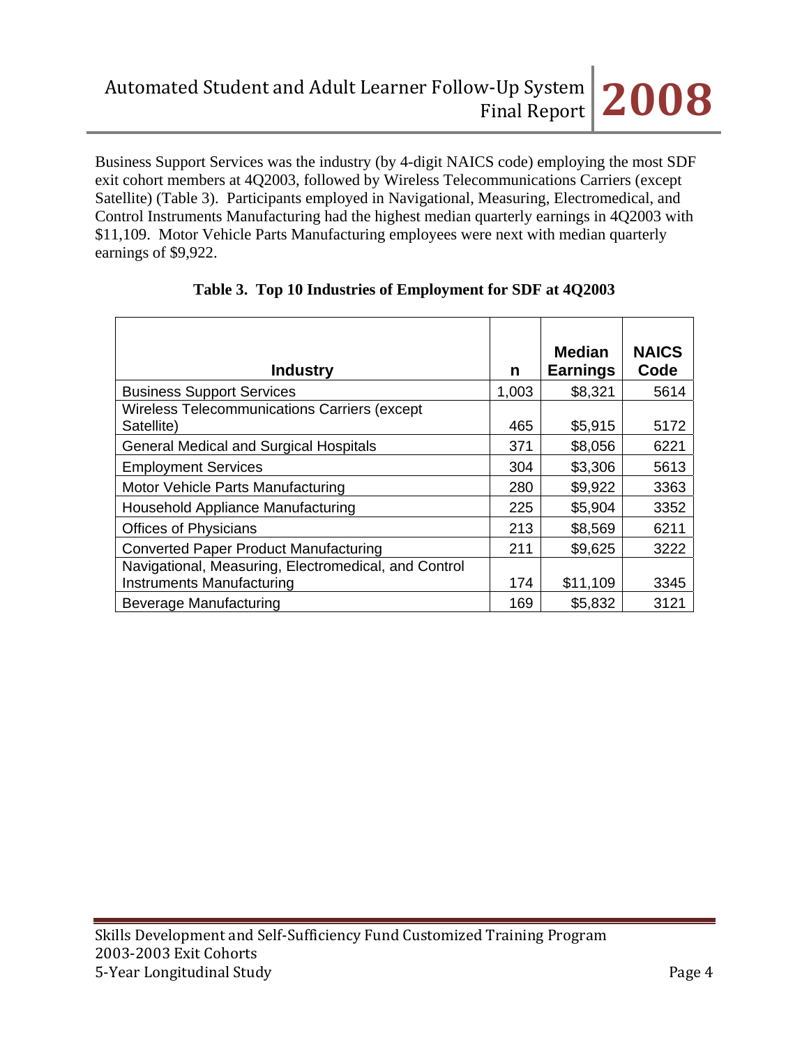Business Support Services was the industry (by 4-digit NAICS code) employing the most SDF exit cohort members at 4Q2003, followed by Wireless Telecommunications Carriers (except Satellite) (Table 3). Participants employed in Navigational, Measuring, Electromedical, and Control Instruments Manufacturing had the highest median quarterly earnings in 4Q2003 with $11,109. Motor Vehicle Parts Manufacturing employees were next with median quarterly earnings of $9,922.

**Table 3. Top 10 Industries of Employment for SDF at 4Q2003**

| Industry | n | Median Earnings | NAICS Code |
|---|---|---|---|
| Business Support Services | 1,003 | $8,321 | 5614 |
| Wireless Telecommunications Carriers (except Satellite) | 465 | $5,915 | 5172 |
| General Medical and Surgical Hospitals | 371 | $8,056 | 6221 |
| Employment Services | 304 | $3,306 | 5613 |
| Motor Vehicle Parts Manufacturing | 280 | $9,922 | 3363 |
| Household Appliance Manufacturing | 225 | $5,904 | 3352 |
| Offices of Physicians | 213 | $8,569 | 6211 |
| Converted Paper Product Manufacturing | 211 | $9,625 | 3222 |
| Navigational, Measuring, Electromedical, and Control Instruments Manufacturing | 174 | $11,109 | 3345 |
| Beverage Manufacturing | 169 | $5,832 | 3121 |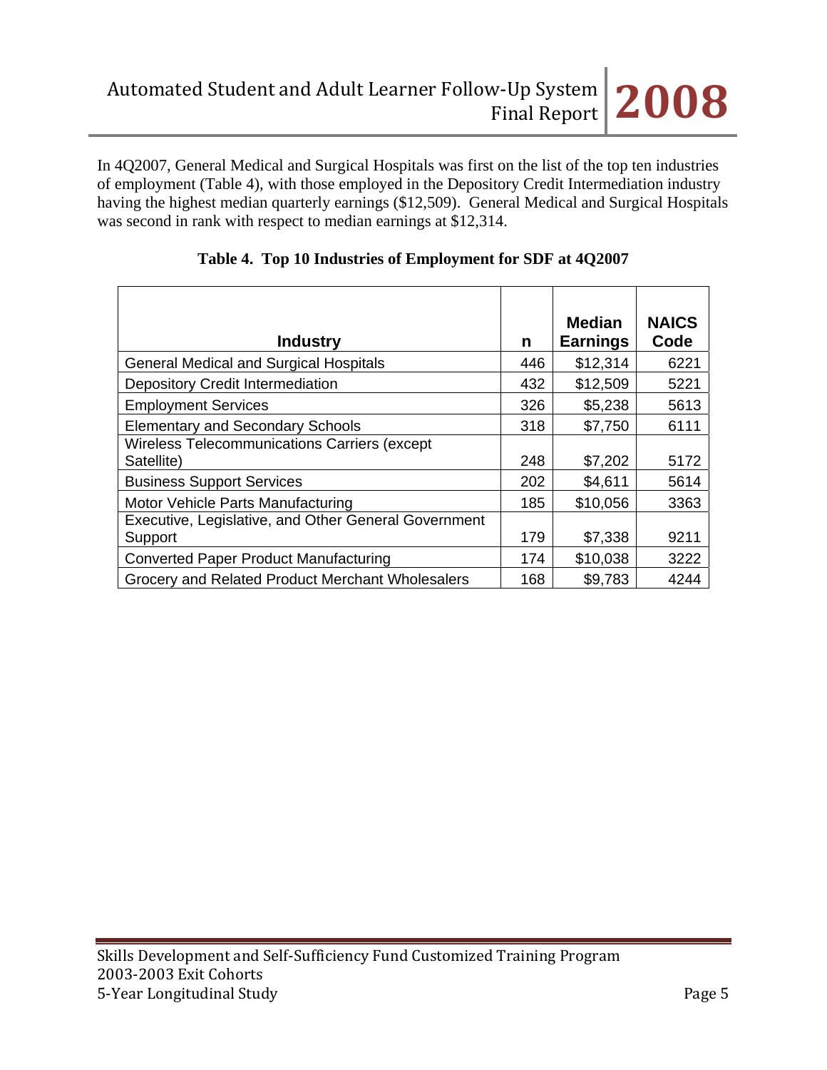In 4Q2007, General Medical and Surgical Hospitals was first on the list of the top ten industries of employment (Table 4), with those employed in the Depository Credit Intermediation industry having the highest median quarterly earnings ($12,509). General Medical and Surgical Hospitals was second in rank with respect to median earnings at $12,314.

**Table 4. Top 10 Industries of Employment for SDF at 4Q2007**

| Industry | n | Median Earnings | NAICS Code |
|---|---|---|---|
| General Medical and Surgical Hospitals | 446 | $12,314 | 6221 |
| Depository Credit Intermediation | 432 | $12,509 | 5221 |
| Employment Services | 326 | $5,238 | 5613 |
| Elementary and Secondary Schools | 318 | $7,750 | 6111 |
| Wireless Telecommunications Carriers (except Satellite) | 248 | $7,202 | 5172 |
| Business Support Services | 202 | $4,611 | 5614 |
| Motor Vehicle Parts Manufacturing | 185 | $10,056 | 3363 |
| Executive, Legislative, and Other General Government Support | 179 | $7,338 | 9211 |
| Converted Paper Product Manufacturing | 174 | $10,038 | 3222 |
| Grocery and Related Product Merchant Wholesalers | 168 | $9,783 | 4244 |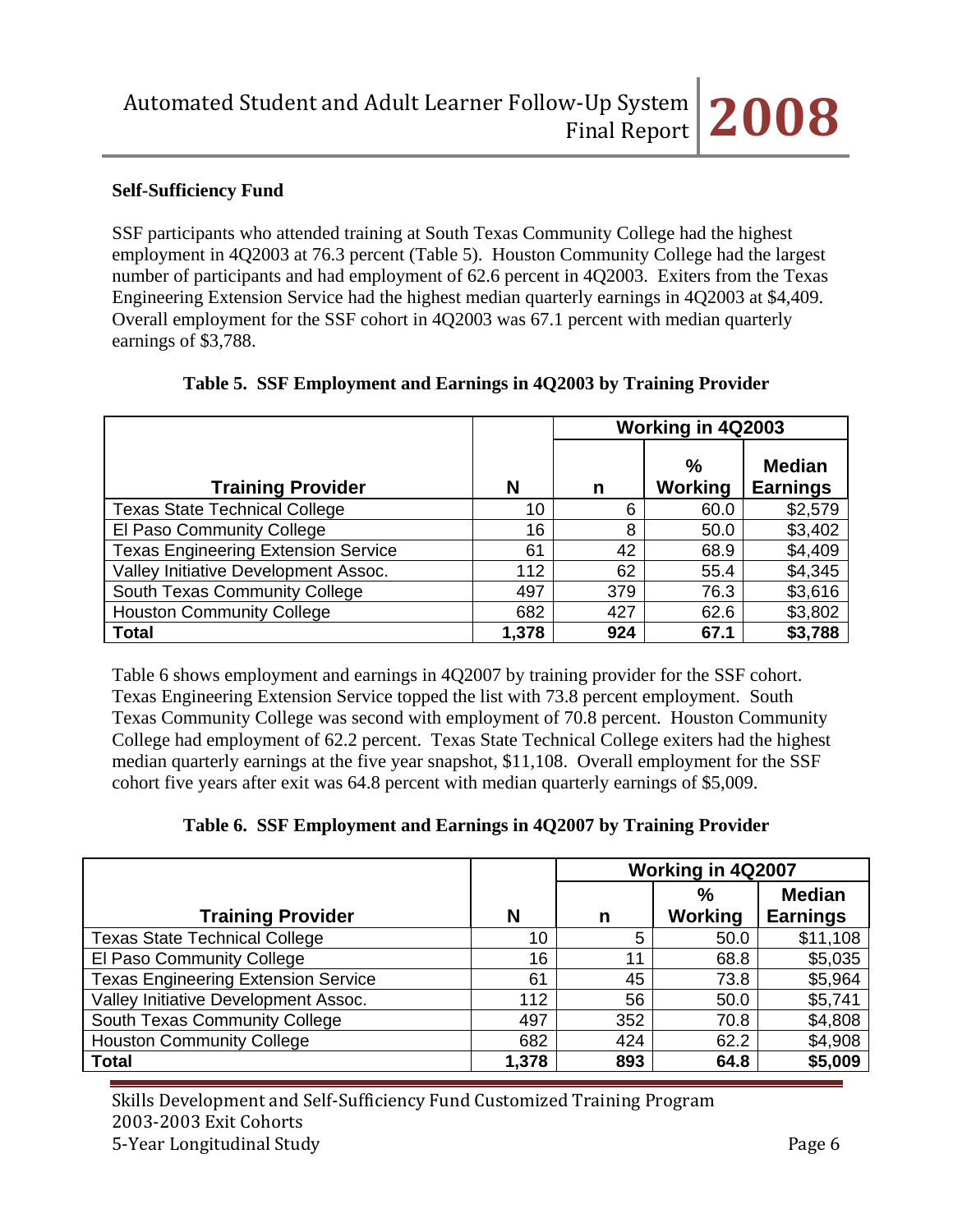### Self-Sufficiency Fund

SSF participants who attended training at South Texas Community College had the highest employment in 4Q2003 at 76.3 percent (Table 5). Houston Community College had the largest number of participants and had employment of 62.6 percent in 4Q2003. Exiters from the Texas Engineering Extension Service had the highest median quarterly earnings in 4Q2003 at $4,409. Overall employment for the SSF cohort in 4Q2003 was 67.1 percent with median quarterly earnings of $3,788.

**Table 5. SSF Employment and Earnings in 4Q2003 by Training Provider**

| | | Working in 4Q2003 | | |
|---|---|---|---|---|
| **Training Provider** | **N** | **n** | **% Working** | **Median Earnings** |
| Texas State Technical College | 10 | 6 | 60.0 | $2,579 |
| El Paso Community College | 16 | 8 | 50.0 | $3,402 |
| Texas Engineering Extension Service | 61 | 42 | 68.9 | $4,409 |
| Valley Initiative Development Assoc. | 112 | 62 | 55.4 | $4,345 |
| South Texas Community College | 497 | 379 | 76.3 | $3,616 |
| Houston Community College | 682 | 427 | 62.6 | $3,802 |
| **Total** | **1,378** | **924** | **67.1** | **$3,788** |

Table 6 shows employment and earnings in 4Q2007 by training provider for the SSF cohort. Texas Engineering Extension Service topped the list with 73.8 percent employment. South Texas Community College was second with employment of 70.8 percent. Houston Community College had employment of 62.2 percent. Texas State Technical College exiters had the highest median quarterly earnings at the five year snapshot, $11,108. Overall employment for the SSF cohort five years after exit was 64.8 percent with median quarterly earnings of $5,009.

**Table 6. SSF Employment and Earnings in 4Q2007 by Training Provider**

| | | Working in 4Q2007 | | |
|---|---|---|---|---|
| **Training Provider** | **N** | **n** | **% Working** | **Median Earnings** |
| Texas State Technical College | 10 | 5 | 50.0 | $11,108 |
| El Paso Community College | 16 | 11 | 68.8 | $5,035 |
| Texas Engineering Extension Service | 61 | 45 | 73.8 | $5,964 |
| Valley Initiative Development Assoc. | 112 | 56 | 50.0 | $5,741 |
| South Texas Community College | 497 | 352 | 70.8 | $4,808 |
| Houston Community College | 682 | 424 | 62.2 | $4,908 |
| **Total** | **1,378** | **893** | **64.8** | **$5,009** |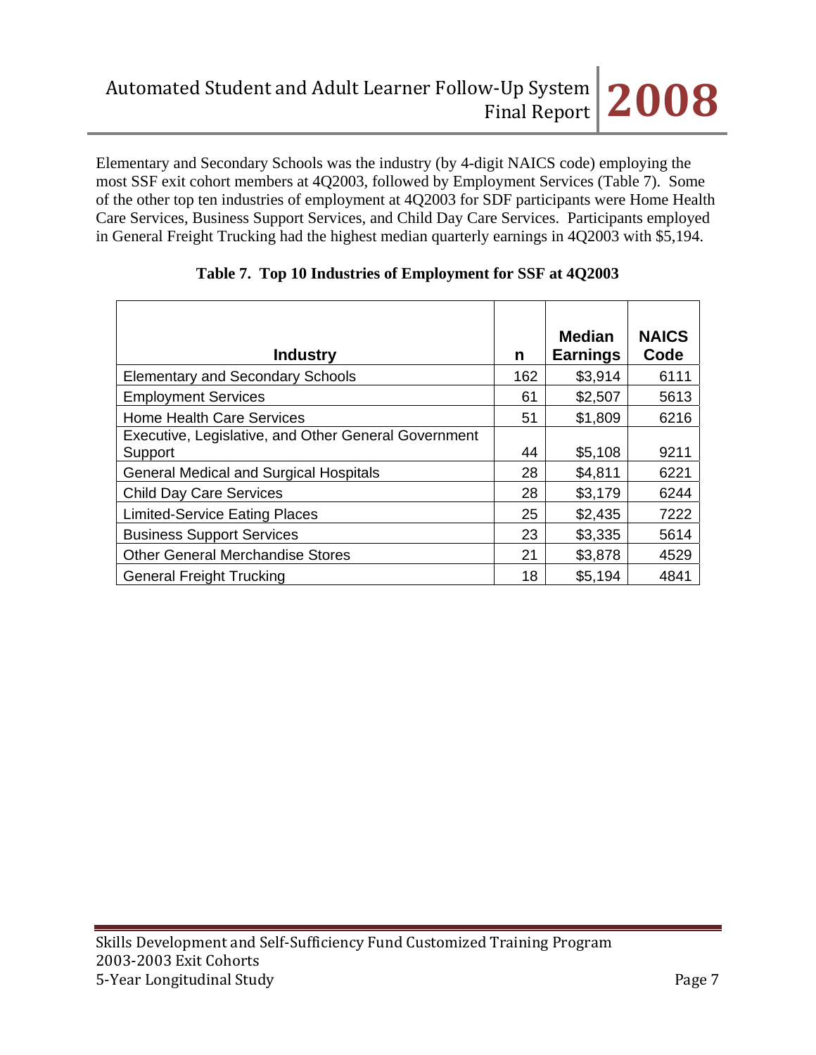Elementary and Secondary Schools was the industry (by 4-digit NAICS code) employing the most SSF exit cohort members at 4Q2003, followed by Employment Services (Table 7). Some of the other top ten industries of employment at 4Q2003 for SDF participants were Home Health Care Services, Business Support Services, and Child Day Care Services. Participants employed in General Freight Trucking had the highest median quarterly earnings in 4Q2003 with $5,194.

**Table 7. Top 10 Industries of Employment for SSF at 4Q2003**

| Industry | n | Median Earnings | NAICS Code |
|---|---|---|---|
| Elementary and Secondary Schools | 162 | $3,914 | 6111 |
| Employment Services | 61 | $2,507 | 5613 |
| Home Health Care Services | 51 | $1,809 | 6216 |
| Executive, Legislative, and Other General Government Support | 44 | $5,108 | 9211 |
| General Medical and Surgical Hospitals | 28 | $4,811 | 6221 |
| Child Day Care Services | 28 | $3,179 | 6244 |
| Limited-Service Eating Places | 25 | $2,435 | 7222 |
| Business Support Services | 23 | $3,335 | 5614 |
| Other General Merchandise Stores | 21 | $3,878 | 4529 |
| General Freight Trucking | 18 | $5,194 | 4841 |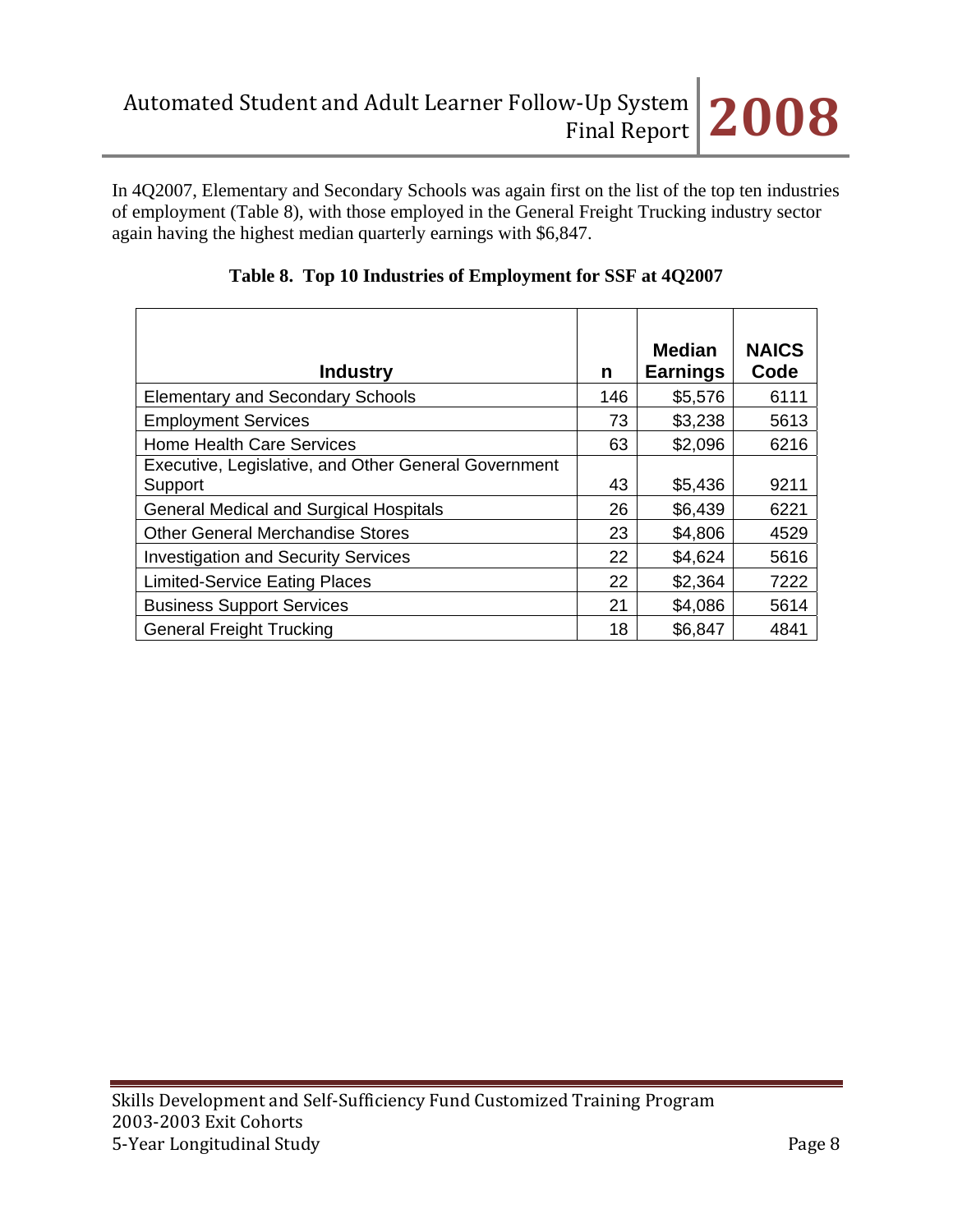In 4Q2007, Elementary and Secondary Schools was again first on the list of the top ten industries of employment (Table 8), with those employed in the General Freight Trucking industry sector again having the highest median quarterly earnings with $6,847.

**Table 8. Top 10 Industries of Employment for SSF at 4Q2007**

| Industry | n | Median Earnings | NAICS Code |
|---|---|---|---|
| Elementary and Secondary Schools | 146 | $5,576 | 6111 |
| Employment Services | 73 | $3,238 | 5613 |
| Home Health Care Services | 63 | $2,096 | 6216 |
| Executive, Legislative, and Other General Government Support | 43 | $5,436 | 9211 |
| General Medical and Surgical Hospitals | 26 | $6,439 | 6221 |
| Other General Merchandise Stores | 23 | $4,806 | 4529 |
| Investigation and Security Services | 22 | $4,624 | 5616 |
| Limited-Service Eating Places | 22 | $2,364 | 7222 |
| Business Support Services | 21 | $4,086 | 5614 |
| General Freight Trucking | 18 | $6,847 | 4841 |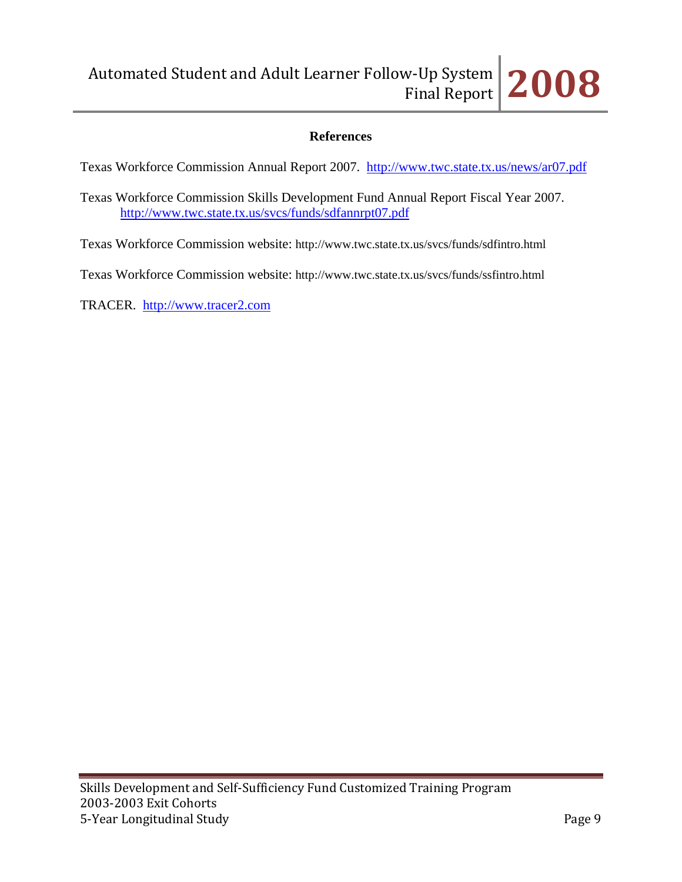## References

Texas Workforce Commission Annual Report 2007. http://www.twc.state.tx.us/news/ar07.pdf

Texas Workforce Commission Skills Development Fund Annual Report Fiscal Year 2007. http://www.twc.state.tx.us/svcs/funds/sdfannrpt07.pdf

Texas Workforce Commission website: http://www.twc.state.tx.us/svcs/funds/sdfintro.html

Texas Workforce Commission website: http://www.twc.state.tx.us/svcs/funds/ssfintro.html

TRACER. http://www.tracer2.com